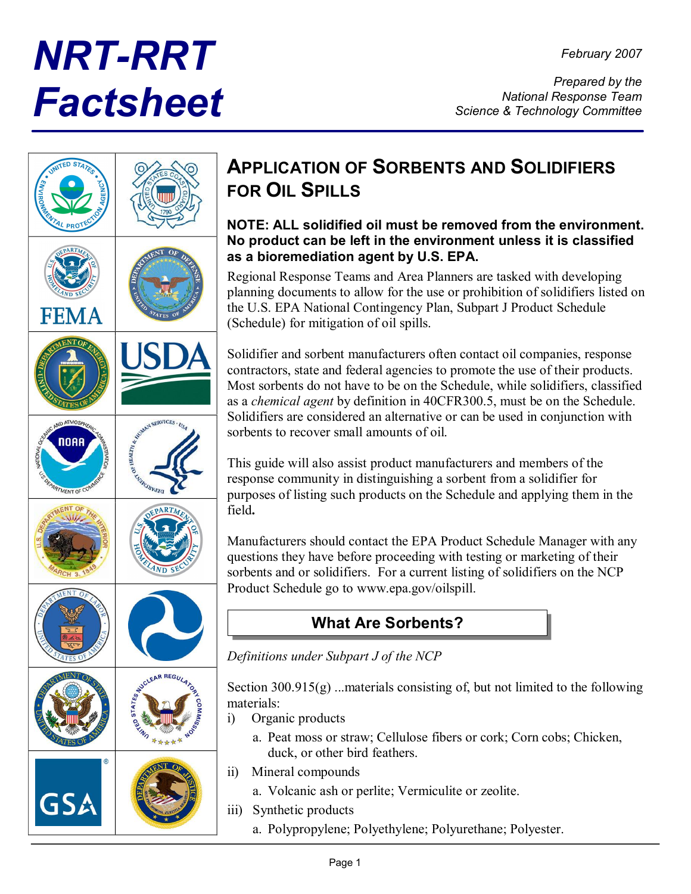# NRT-RRT Factsheet

*February 2007*

*Prepared by the National Response Team Science & Technology Committee*

## APPLICATION OF SORBENTS AND SOLIDIFIERS FOR OIL SPILLS

**NOTE: ALL solidified oil must be removed from the environment. No product can be left in the environment unless it is classified as a bioremediation agent by U.S. EPA.**

Regional Response Teams and Area Planners are tasked with developing planning documents to allow for the use or prohibition of solidifiers listed on the U.S. EPA National Contingency Plan, Subpart J Product Schedule (Schedule) for mitigation of oil spills.

Solidifier and sorbent manufacturers often contact oil companies, response contractors, state and federal agencies to promote the use of their products. Most sorbents do not have to be on the Schedule, while solidifiers, classified as a *chemical agent* by definition in 40CFR300.5, must be on the Schedule. Solidifiers are considered an alternative or can be used in conjunction with sorbents to recover small amounts of oil.

This guide will also assist product manufacturers and members of the response community in distinguishing a sorbent from a solidifier for purposes of listing such products on the Schedule and applying them in the field**.**

Manufacturers should contact the EPA Product Schedule Manager with any questions they have before proceeding with testing or marketing of their sorbents and or solidifiers. For a current listing of solidifiers on the NCP Product Schedule go to www.epa.gov/oilspill.

### What Are Sorbents?

*Definitions under Subpart J of the NCP*

Section 300.915(g) ...materials consisting of, but not limited to the following materials:

i) Organic products
   a. Peat moss or straw; Cellulose fibers or cork; Corn cobs; Chicken, duck, or other bird feathers.

ii) Mineral compounds
   a. Volcanic ash or perlite; Vermiculite or zeolite.

iii) Synthetic products
   a. Polypropylene; Polyethylene; Polyurethane; Polyester.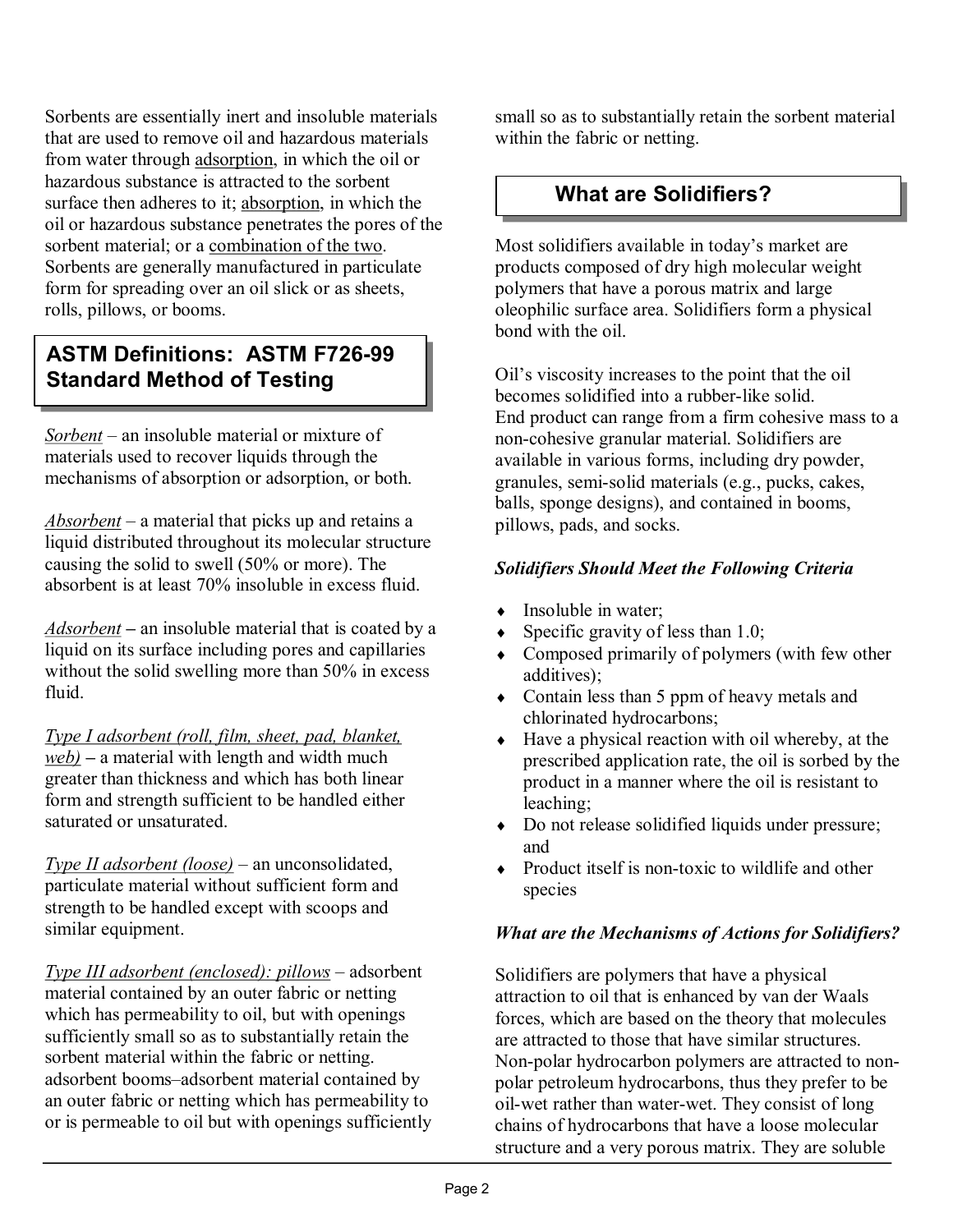Sorbents are essentially inert and insoluble materials that are used to remove oil and hazardous materials from water through adsorption, in which the oil or hazardous substance is attracted to the sorbent surface then adheres to it; absorption, in which the oil or hazardous substance penetrates the pores of the sorbent material; or a combination of the two. Sorbents are generally manufactured in particulate form for spreading over an oil slick or as sheets, rolls, pillows, or booms.

## ASTM Definitions: ASTM F726-99 Standard Method of Testing

*Sorbent* – an insoluble material or mixture of materials used to recover liquids through the mechanisms of absorption or adsorption, or both.

*Absorbent* – a material that picks up and retains a liquid distributed throughout its molecular structure causing the solid to swell (50% or more). The absorbent is at least 70% insoluble in excess fluid.

*Adsorbent* – an insoluble material that is coated by a liquid on its surface including pores and capillaries without the solid swelling more than 50% in excess fluid.

*Type I adsorbent (roll, film, sheet, pad, blanket, web)* – a material with length and width much greater than thickness and which has both linear form and strength sufficient to be handled either saturated or unsaturated.

*Type II adsorbent (loose)* – an unconsolidated, particulate material without sufficient form and strength to be handled except with scoops and similar equipment.

*Type III adsorbent (enclosed): pillows* – adsorbent material contained by an outer fabric or netting which has permeability to oil, but with openings sufficiently small so as to substantially retain the sorbent material within the fabric or netting. adsorbent booms–adsorbent material contained by an outer fabric or netting which has permeability to or is permeable to oil but with openings sufficiently small so as to substantially retain the sorbent material within the fabric or netting.

## What are Solidifiers?

Most solidifiers available in today's market are products composed of dry high molecular weight polymers that have a porous matrix and large oleophilic surface area. Solidifiers form a physical bond with the oil.

Oil's viscosity increases to the point that the oil becomes solidified into a rubber-like solid. End product can range from a firm cohesive mass to a non-cohesive granular material. Solidifiers are available in various forms, including dry powder, granules, semi-solid materials (e.g., pucks, cakes, balls, sponge designs), and contained in booms, pillows, pads, and socks.

### *Solidifiers Should Meet the Following Criteria*

- Insoluble in water;
- Specific gravity of less than 1.0;
- Composed primarily of polymers (with few other additives);
- Contain less than 5 ppm of heavy metals and chlorinated hydrocarbons;
- Have a physical reaction with oil whereby, at the prescribed application rate, the oil is sorbed by the product in a manner where the oil is resistant to leaching;
- Do not release solidified liquids under pressure; and
- Product itself is non-toxic to wildlife and other species

### *What are the Mechanisms of Actions for Solidifiers?*

Solidifiers are polymers that have a physical attraction to oil that is enhanced by van der Waals forces, which are based on the theory that molecules are attracted to those that have similar structures. Non-polar hydrocarbon polymers are attracted to non-polar petroleum hydrocarbons, thus they prefer to be oil-wet rather than water-wet. They consist of long chains of hydrocarbons that have a loose molecular structure and a very porous matrix. They are soluble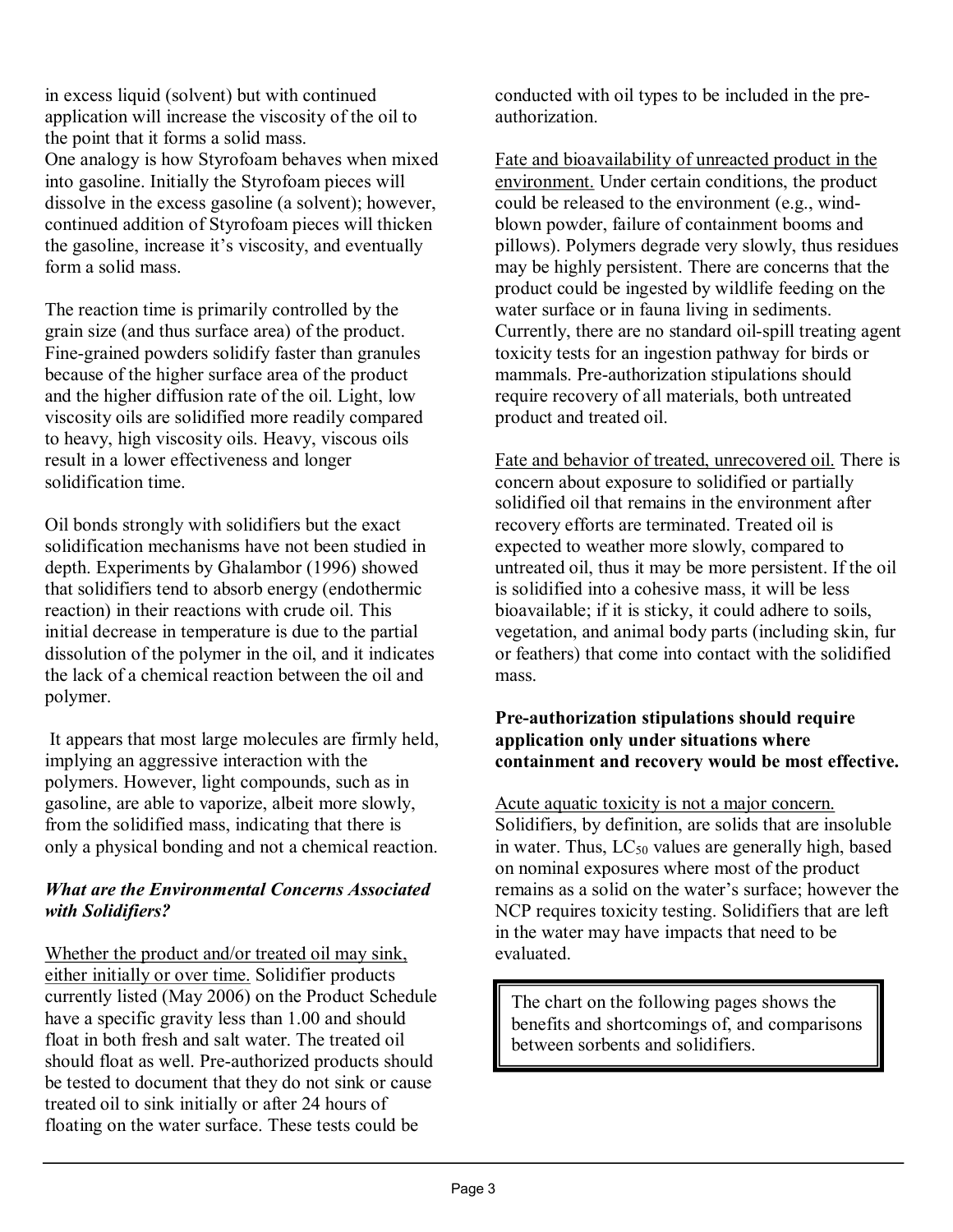in excess liquid (solvent) but with continued application will increase the viscosity of the oil to the point that it forms a solid mass.
One analogy is how Styrofoam behaves when mixed into gasoline. Initially the Styrofoam pieces will dissolve in the excess gasoline (a solvent); however, continued addition of Styrofoam pieces will thicken the gasoline, increase it's viscosity, and eventually form a solid mass.

The reaction time is primarily controlled by the grain size (and thus surface area) of the product. Fine-grained powders solidify faster than granules because of the higher surface area of the product and the higher diffusion rate of the oil. Light, low viscosity oils are solidified more readily compared to heavy, high viscosity oils. Heavy, viscous oils result in a lower effectiveness and longer solidification time.

Oil bonds strongly with solidifiers but the exact solidification mechanisms have not been studied in depth. Experiments by Ghalambor (1996) showed that solidifiers tend to absorb energy (endothermic reaction) in their reactions with crude oil. This initial decrease in temperature is due to the partial dissolution of the polymer in the oil, and it indicates the lack of a chemical reaction between the oil and polymer.

It appears that most large molecules are firmly held, implying an aggressive interaction with the polymers. However, light compounds, such as in gasoline, are able to vaporize, albeit more slowly, from the solidified mass, indicating that there is only a physical bonding and not a chemical reaction.

### *What are the Environmental Concerns Associated with Solidifiers?*

Whether the product and/or treated oil may sink, either initially or over time. Solidifier products currently listed (May 2006) on the Product Schedule have a specific gravity less than 1.00 and should float in both fresh and salt water. The treated oil should float as well. Pre-authorized products should be tested to document that they do not sink or cause treated oil to sink initially or after 24 hours of floating on the water surface. These tests could be conducted with oil types to be included in the pre-authorization.

Fate and bioavailability of unreacted product in the environment. Under certain conditions, the product could be released to the environment (e.g., wind-blown powder, failure of containment booms and pillows). Polymers degrade very slowly, thus residues may be highly persistent. There are concerns that the product could be ingested by wildlife feeding on the water surface or in fauna living in sediments. Currently, there are no standard oil-spill treating agent toxicity tests for an ingestion pathway for birds or mammals. Pre-authorization stipulations should require recovery of all materials, both untreated product and treated oil.

Fate and behavior of treated, unrecovered oil. There is concern about exposure to solidified or partially solidified oil that remains in the environment after recovery efforts are terminated. Treated oil is expected to weather more slowly, compared to untreated oil, thus it may be more persistent. If the oil is solidified into a cohesive mass, it will be less bioavailable; if it is sticky, it could adhere to soils, vegetation, and animal body parts (including skin, fur or feathers) that come into contact with the solidified mass.

**Pre-authorization stipulations should require application only under situations where containment and recovery would be most effective.**

Acute aquatic toxicity is not a major concern. Solidifiers, by definition, are solids that are insoluble in water. Thus, $LC_{50}$ values are generally high, based on nominal exposures where most of the product remains as a solid on the water's surface; however the NCP requires toxicity testing. Solidifiers that are left in the water may have impacts that need to be evaluated.

The chart on the following pages shows the benefits and shortcomings of, and comparisons between sorbents and solidifiers.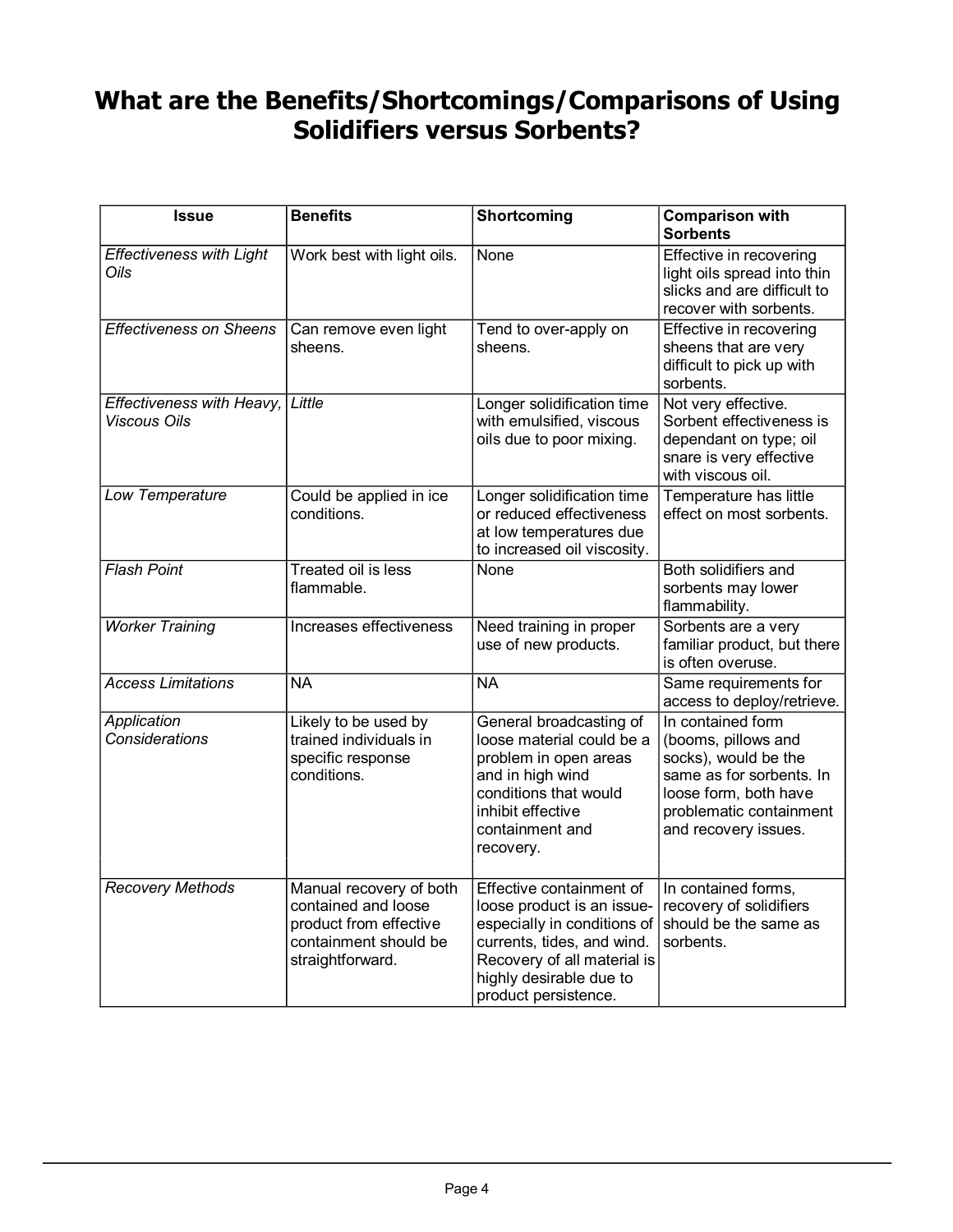# What are the Benefits/Shortcomings/Comparisons of Using Solidifiers versus Sorbents?

| Issue | Benefits | Shortcoming | Comparison with Sorbents |
|---|---|---|---|
| *Effectiveness with Light Oils* | Work best with light oils. | None | Effective in recovering light oils spread into thin slicks and are difficult to recover with sorbents. |
| *Effectiveness on Sheens* | Can remove even light sheens. | Tend to over-apply on sheens. | Effective in recovering sheens that are very difficult to pick up with sorbents. |
| *Effectiveness with Heavy, Viscous Oils* | *Little* | Longer solidification time with emulsified, viscous oils due to poor mixing. | Not very effective. Sorbent effectiveness is dependant on type; oil snare is very effective with viscous oil. |
| *Low Temperature* | Could be applied in ice conditions. | Longer solidification time or reduced effectiveness at low temperatures due to increased oil viscosity. | Temperature has little effect on most sorbents. |
| *Flash Point* | Treated oil is less flammable. | None | Both solidifiers and sorbents may lower flammability. |
| *Worker Training* | Increases effectiveness | Need training in proper use of new products. | Sorbents are a very familiar product, but there is often overuse. |
| *Access Limitations* | NA | NA | Same requirements for access to deploy/retrieve. |
| *Application Considerations* | Likely to be used by trained individuals in specific response conditions. | General broadcasting of loose material could be a problem in open areas and in high wind conditions that would inhibit effective containment and recovery. | In contained form (booms, pillows and socks), would be the same as for sorbents. In loose form, both have problematic containment and recovery issues. |
| *Recovery Methods* | Manual recovery of both contained and loose product from effective containment should be straightforward. | Effective containment of loose product is an issue- especially in conditions of currents, tides, and wind. Recovery of all material is highly desirable due to product persistence. | In contained forms, recovery of solidifiers should be the same as sorbents. |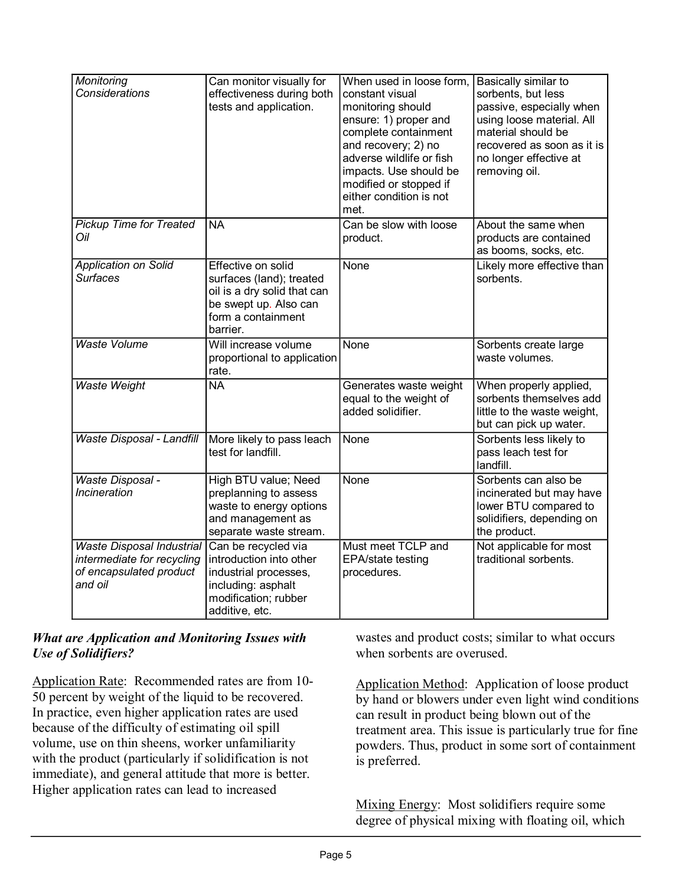| *Monitoring Considerations* | Can monitor visually for effectiveness during both tests and application. | When used in loose form, constant visual monitoring should ensure: 1) proper and complete containment and recovery; 2) no adverse wildlife or fish impacts. Use should be modified or stopped if either condition is not met. | Basically similar to sorbents, but less passive, especially when using loose material. All material should be recovered as soon as it is no longer effective at removing oil. |
|---|---|---|---|
| *Pickup Time for Treated Oil* | NA | Can be slow with loose product. | About the same when products are contained as booms, socks, etc. |
| *Application on Solid Surfaces* | Effective on solid surfaces (land); treated oil is a dry solid that can be swept up. Also can form a containment barrier. | None | Likely more effective than sorbents. |
| *Waste Volume* | Will increase volume proportional to application rate. | None | Sorbents create large waste volumes. |
| *Waste Weight* | NA | Generates waste weight equal to the weight of added solidifier. | When properly applied, sorbents themselves add little to the waste weight, but can pick up water. |
| *Waste Disposal - Landfill* | More likely to pass leach test for landfill. | None | Sorbents less likely to pass leach test for landfill. |
| *Waste Disposal - Incineration* | High BTU value; Need preplanning to assess waste to energy options and management as separate waste stream. | None | Sorbents can also be incinerated but may have lower BTU compared to solidifiers, depending on the product. |
| *Waste Disposal Industrial intermediate for recycling of encapsulated product and oil* | Can be recycled via introduction into other industrial processes, including: asphalt modification; rubber additive, etc. | Must meet TCLP and EPA/state testing procedures. | Not applicable for most traditional sorbents. |

### *What are Application and Monitoring Issues with Use of Solidifiers?*

Application Rate: Recommended rates are from 10-50 percent by weight of the liquid to be recovered. In practice, even higher application rates are used because of the difficulty of estimating oil spill volume, use on thin sheens, worker unfamiliarity with the product (particularly if solidification is not immediate), and general attitude that more is better. Higher application rates can lead to increased wastes and product costs; similar to what occurs when sorbents are overused.

Application Method: Application of loose product by hand or blowers under even light wind conditions can result in product being blown out of the treatment area. This issue is particularly true for fine powders. Thus, product in some sort of containment is preferred.

Mixing Energy: Most solidifiers require some degree of physical mixing with floating oil, which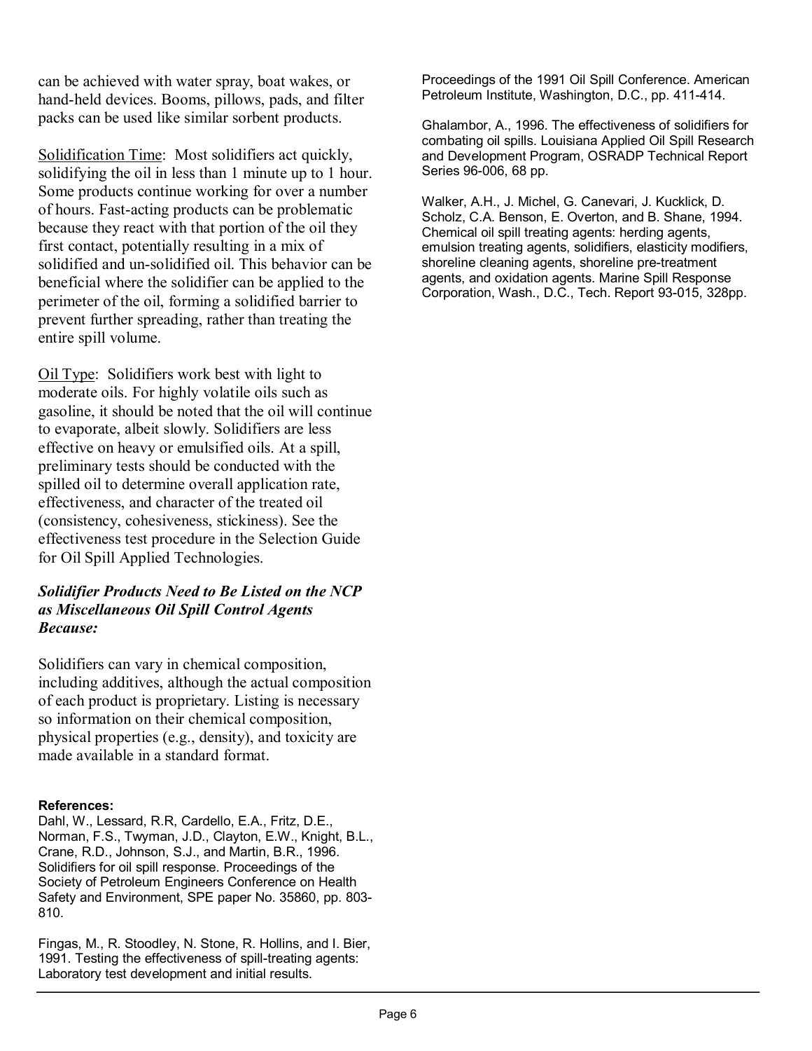can be achieved with water spray, boat wakes, or hand-held devices. Booms, pillows, pads, and filter packs can be used like similar sorbent products.

Solidification Time: Most solidifiers act quickly, solidifying the oil in less than 1 minute up to 1 hour. Some products continue working for over a number of hours. Fast-acting products can be problematic because they react with that portion of the oil they first contact, potentially resulting in a mix of solidified and un-solidified oil. This behavior can be beneficial where the solidifier can be applied to the perimeter of the oil, forming a solidified barrier to prevent further spreading, rather than treating the entire spill volume.

Oil Type: Solidifiers work best with light to moderate oils. For highly volatile oils such as gasoline, it should be noted that the oil will continue to evaporate, albeit slowly. Solidifiers are less effective on heavy or emulsified oils. At a spill, preliminary tests should be conducted with the spilled oil to determine overall application rate, effectiveness, and character of the treated oil (consistency, cohesiveness, stickiness). See the effectiveness test procedure in the Selection Guide for Oil Spill Applied Technologies.

### *Solidifier Products Need to Be Listed on the NCP as Miscellaneous Oil Spill Control Agents Because:*

Solidifiers can vary in chemical composition, including additives, although the actual composition of each product is proprietary. Listing is necessary so information on their chemical composition, physical properties (e.g., density), and toxicity are made available in a standard format.

**References:**

Dahl, W., Lessard, R.R, Cardello, E.A., Fritz, D.E., Norman, F.S., Twyman, J.D., Clayton, E.W., Knight, B.L., Crane, R.D., Johnson, S.J., and Martin, B.R., 1996. Solidifiers for oil spill response. Proceedings of the Society of Petroleum Engineers Conference on Health Safety and Environment, SPE paper No. 35860, pp. 803-810.

Fingas, M., R. Stoodley, N. Stone, R. Hollins, and I. Bier, 1991. Testing the effectiveness of spill-treating agents: Laboratory test development and initial results. Proceedings of the 1991 Oil Spill Conference. American Petroleum Institute, Washington, D.C., pp. 411-414.

Ghalambor, A., 1996. The effectiveness of solidifiers for combating oil spills. Louisiana Applied Oil Spill Research and Development Program, OSRADP Technical Report Series 96-006, 68 pp.

Walker, A.H., J. Michel, G. Canevari, J. Kucklick, D. Scholz, C.A. Benson, E. Overton, and B. Shane, 1994. Chemical oil spill treating agents: herding agents, emulsion treating agents, solidifiers, elasticity modifiers, shoreline cleaning agents, shoreline pre-treatment agents, and oxidation agents. Marine Spill Response Corporation, Wash., D.C., Tech. Report 93-015, 328pp.